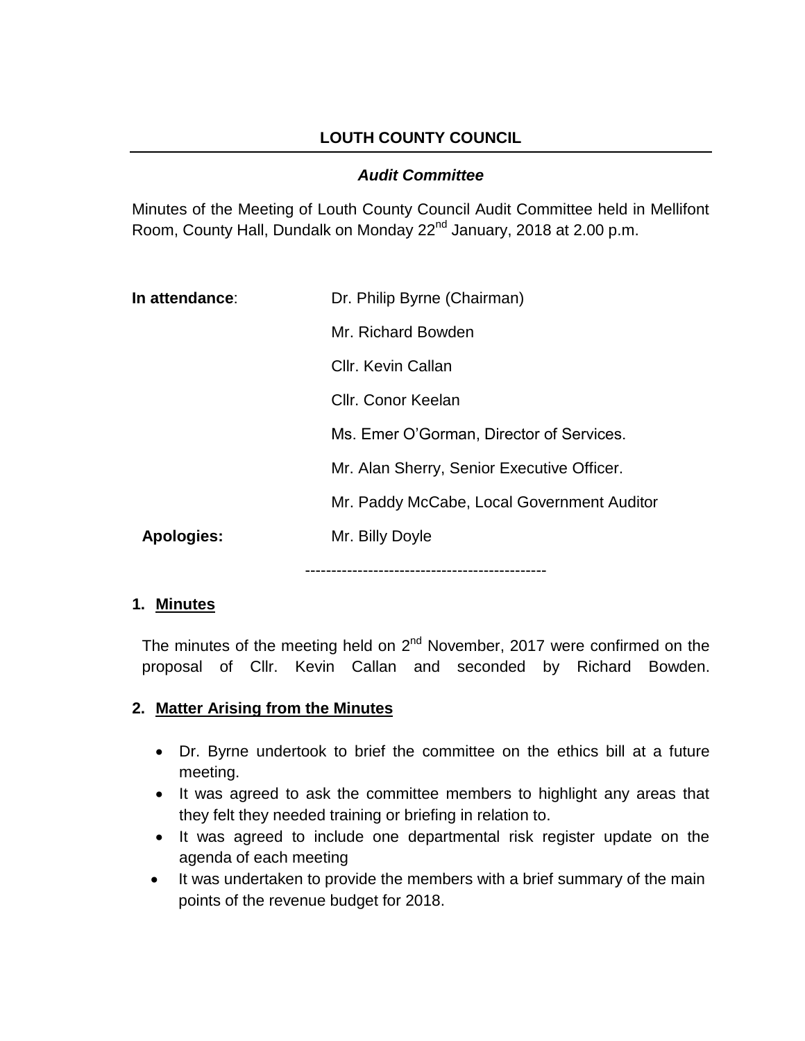# LOUTH COUNTY COUNCIL

***Audit Committee***

Minutes of the Meeting of Louth County Council Audit Committee held in Mellifont Room, County Hall, Dundalk on Monday 22nd January, 2018 at 2.00 p.m.

| | |
|---|---|
| **In attendance**: | Dr. Philip Byrne (Chairman) |
| | Mr. Richard Bowden |
| | Cllr. Kevin Callan |
| | Cllr. Conor Keelan |
| | Ms. Emer O'Gorman, Director of Services. |
| | Mr. Alan Sherry, Senior Executive Officer. |
| | Mr. Paddy McCabe, Local Government Auditor |
| **Apologies:** | Mr. Billy Doyle |

---

## 1. <u>Minutes</u>

The minutes of the meeting held on 2nd November, 2017 were confirmed on the proposal of Cllr. Kevin Callan and seconded by Richard Bowden.

## 2. <u>Matter Arising from the Minutes</u>

- Dr. Byrne undertook to brief the committee on the ethics bill at a future meeting.
- It was agreed to ask the committee members to highlight any areas that they felt they needed training or briefing in relation to.
- It was agreed to include one departmental risk register update on the agenda of each meeting
- It was undertaken to provide the members with a brief summary of the main points of the revenue budget for 2018.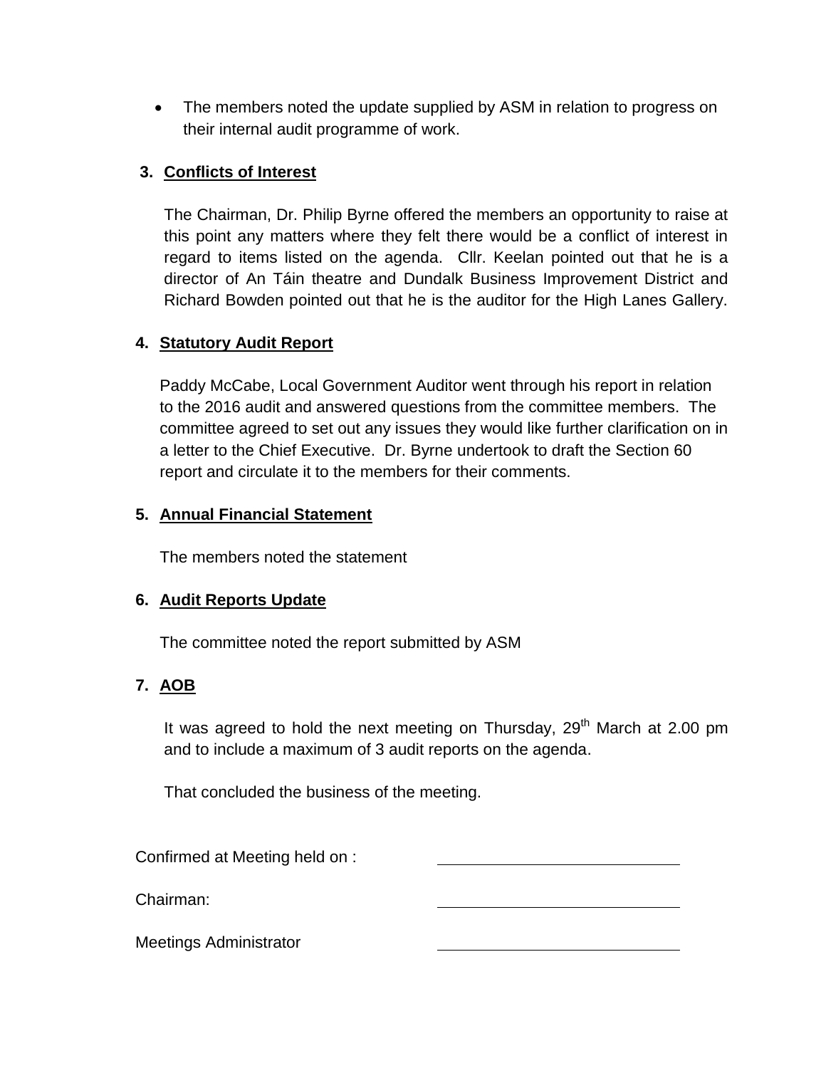- The members noted the update supplied by ASM in relation to progress on their internal audit programme of work.

## 3. Conflicts of Interest

The Chairman, Dr. Philip Byrne offered the members an opportunity to raise at this point any matters where they felt there would be a conflict of interest in regard to items listed on the agenda. Cllr. Keelan pointed out that he is a director of An Táin theatre and Dundalk Business Improvement District and Richard Bowden pointed out that he is the auditor for the High Lanes Gallery.

## 4. Statutory Audit Report

Paddy McCabe, Local Government Auditor went through his report in relation to the 2016 audit and answered questions from the committee members. The committee agreed to set out any issues they would like further clarification on in a letter to the Chief Executive. Dr. Byrne undertook to draft the Section 60 report and circulate it to the members for their comments.

## 5. Annual Financial Statement

The members noted the statement

## 6. Audit Reports Update

The committee noted the report submitted by ASM

## 7. AOB

It was agreed to hold the next meeting on Thursday, 29th March at 2.00 pm and to include a maximum of 3 audit reports on the agenda.

That concluded the business of the meeting.

Confirmed at Meeting held on : \_\_\_\_\_\_\_\_\_\_\_\_\_\_\_\_\_\_\_\_\_\_\_\_\_\_\_\_

Chairman: \_\_\_\_\_\_\_\_\_\_\_\_\_\_\_\_\_\_\_\_\_\_\_\_\_\_\_\_

Meetings Administrator \_\_\_\_\_\_\_\_\_\_\_\_\_\_\_\_\_\_\_\_\_\_\_\_\_\_\_\_